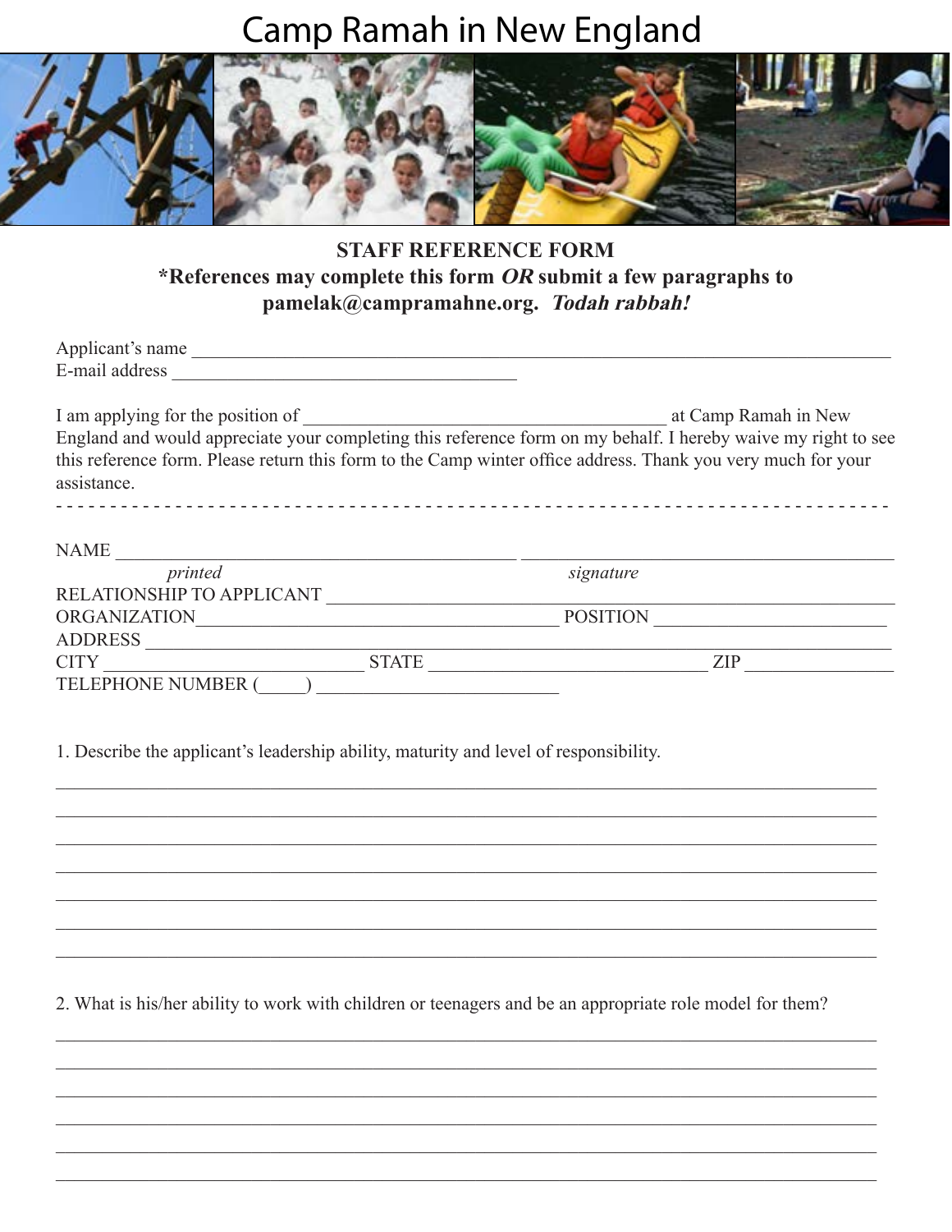# Camp Ramah in New England

**STAFF REFERENCE FORM**

**\*References may complete this form *OR* submit a few paragraphs to pamelak@campramahne.org. *Todah rabbah!***

Applicant's name ______________________________________________________________________________

E-mail address ______________________________________

I am applying for the position of ________________________________________ at Camp Ramah in New England and would appreciate your completing this reference form on my behalf. I hereby waive my right to see this reference form. Please return this form to the Camp winter office address. Thank you very much for your assistance.

- - - - - - - - - - - - - - - - - - - - - - - - - - - - - - - - - - - - - - - - - - - - - - - - - - - - - - - - - - - - - - - - - - - - - - -

NAME ____________________________________________ ________________________________________

*printed* *signature*

RELATIONSHIP TO APPLICANT ____________________________________________________________

ORGANIZATION________________________________________ POSITION _________________________

ADDRESS _________________________________________________________________________________

CITY ____________________________ STATE ______________________________ ZIP ________________

TELEPHONE NUMBER (_____) __________________________

1. Describe the applicant's leadership ability, maturity and level of responsibility.

_____________________________________________________________________________________________

_____________________________________________________________________________________________

_____________________________________________________________________________________________

_____________________________________________________________________________________________

_____________________________________________________________________________________________

_____________________________________________________________________________________________

_____________________________________________________________________________________________

2. What is his/her ability to work with children or teenagers and be an appropriate role model for them?

_____________________________________________________________________________________________

_____________________________________________________________________________________________

_____________________________________________________________________________________________

_____________________________________________________________________________________________

_____________________________________________________________________________________________

_____________________________________________________________________________________________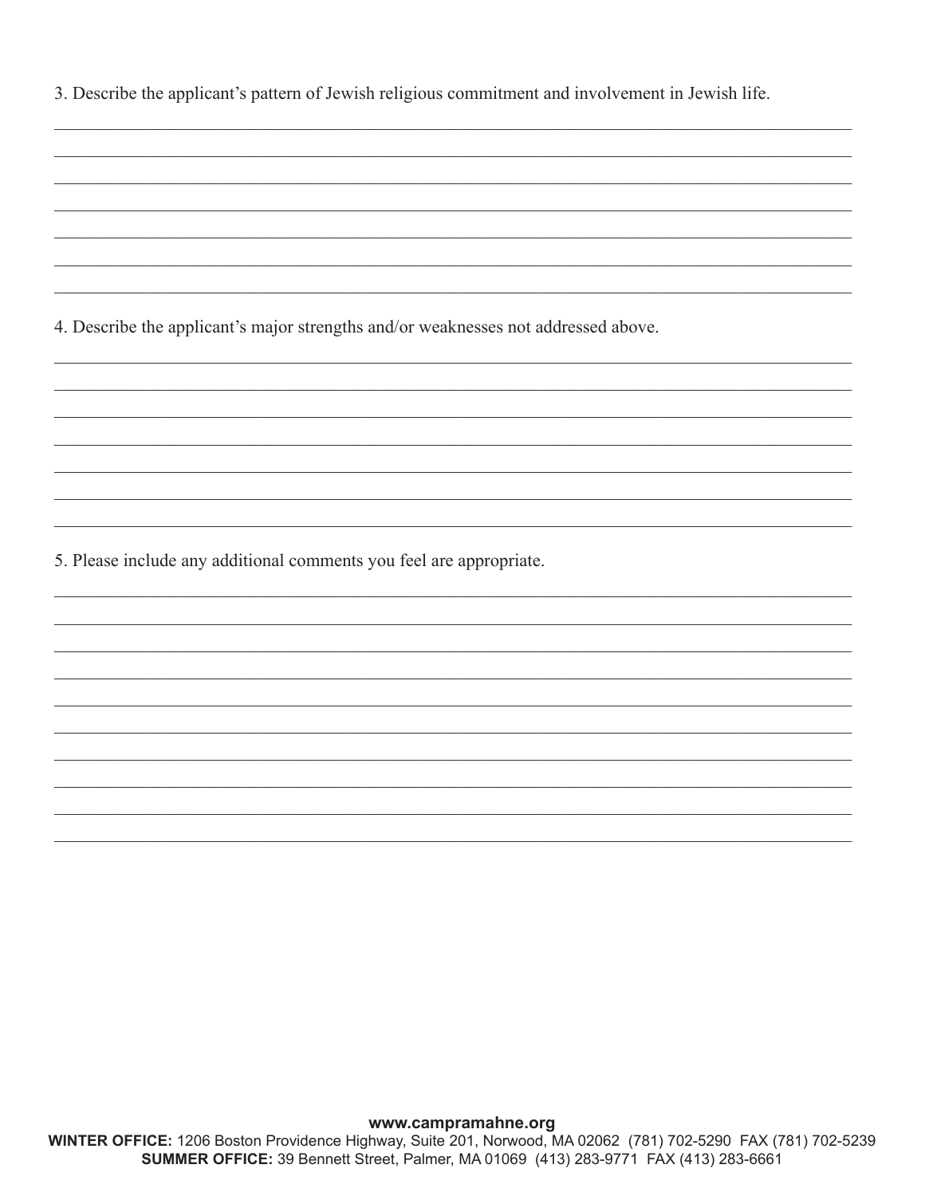3. Describe the applicant's pattern of Jewish religious commitment and involvement in Jewish life.

4. Describe the applicant's major strengths and/or weaknesses not addressed above.

5. Please include any additional comments you feel are appropriate.

**www.campramahne.org**
**WINTER OFFICE:** 1206 Boston Providence Highway, Suite 201, Norwood, MA 02062 (781) 702-5290 FAX (781) 702-5239
**SUMMER OFFICE:** 39 Bennett Street, Palmer, MA 01069 (413) 283-9771 FAX (413) 283-6661